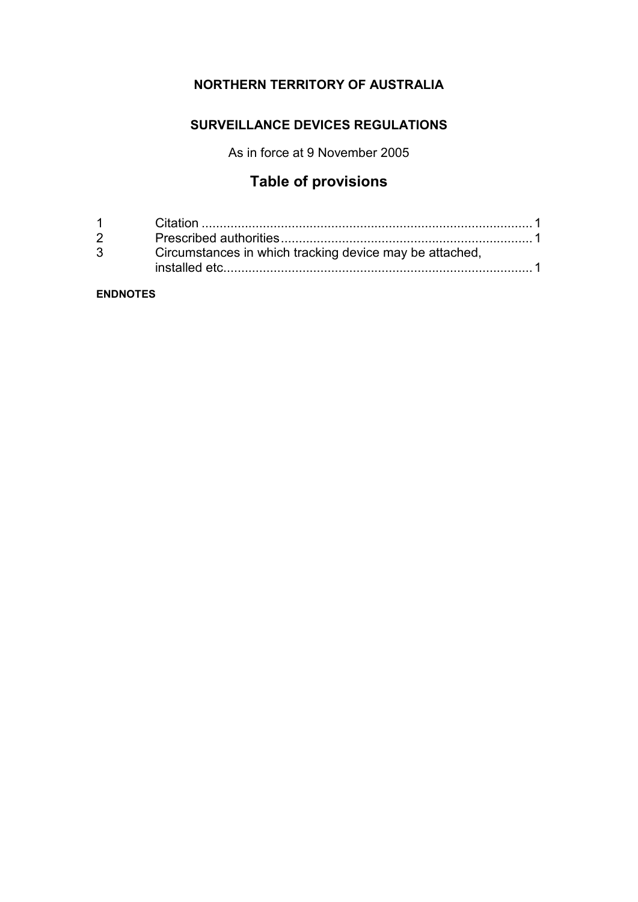**NORTHERN TERRITORY OF AUSTRALIA**

**SURVEILLANCE DEVICES REGULATIONS**

As in force at 9 November 2005

# Table of provisions

| | | |
|---|---|---|
| 1 | Citation | 1 |
| 2 | Prescribed authorities | 1 |
| 3 | Circumstances in which tracking device may be attached, installed etc. | 1 |

**ENDNOTES**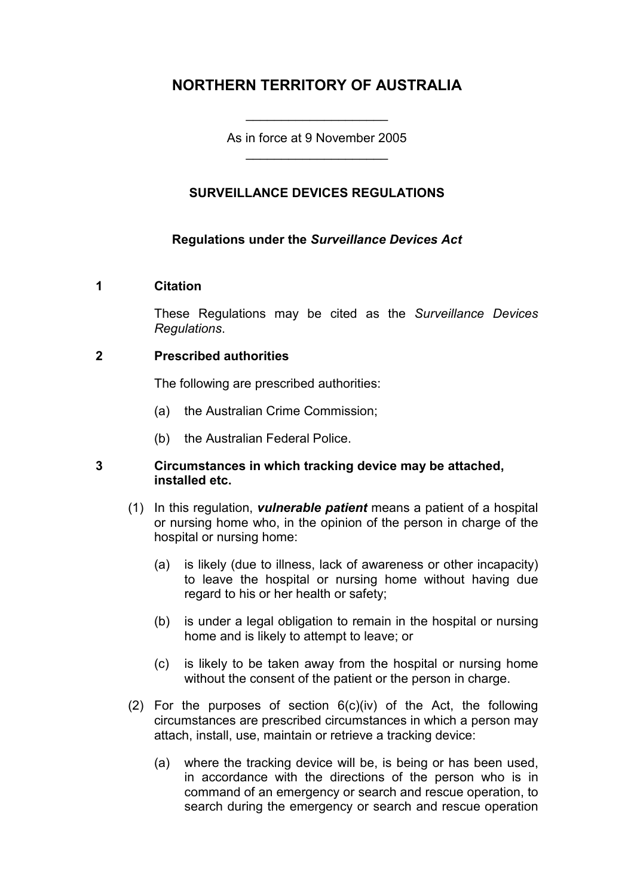# NORTHERN TERRITORY OF AUSTRALIA

As in force at 9 November 2005

## SURVEILLANCE DEVICES REGULATIONS

### Regulations under the *Surveillance Devices Act*

**1 Citation**

These Regulations may be cited as the *Surveillance Devices Regulations*.

**2 Prescribed authorities**

The following are prescribed authorities:

(a) the Australian Crime Commission;

(b) the Australian Federal Police.

**3 Circumstances in which tracking device may be attached, installed etc.**

(1) In this regulation, ***vulnerable patient*** means a patient of a hospital or nursing home who, in the opinion of the person in charge of the hospital or nursing home:

(a) is likely (due to illness, lack of awareness or other incapacity) to leave the hospital or nursing home without having due regard to his or her health or safety;

(b) is under a legal obligation to remain in the hospital or nursing home and is likely to attempt to leave; or

(c) is likely to be taken away from the hospital or nursing home without the consent of the patient or the person in charge.

(2) For the purposes of section 6(c)(iv) of the Act, the following circumstances are prescribed circumstances in which a person may attach, install, use, maintain or retrieve a tracking device:

(a) where the tracking device will be, is being or has been used, in accordance with the directions of the person who is in command of an emergency or search and rescue operation, to search during the emergency or search and rescue operation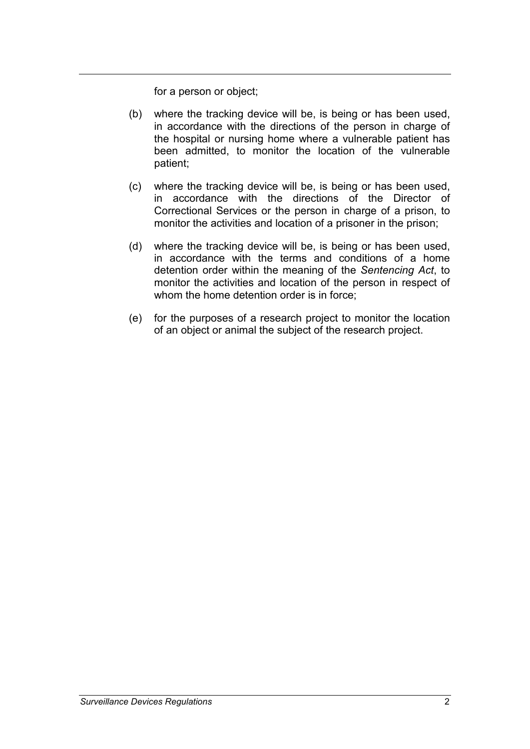for a person or object;

(b) where the tracking device will be, is being or has been used, in accordance with the directions of the person in charge of the hospital or nursing home where a vulnerable patient has been admitted, to monitor the location of the vulnerable patient;

(c) where the tracking device will be, is being or has been used, in accordance with the directions of the Director of Correctional Services or the person in charge of a prison, to monitor the activities and location of a prisoner in the prison;

(d) where the tracking device will be, is being or has been used, in accordance with the terms and conditions of a home detention order within the meaning of the *Sentencing Act*, to monitor the activities and location of the person in respect of whom the home detention order is in force;

(e) for the purposes of a research project to monitor the location of an object or animal the subject of the research project.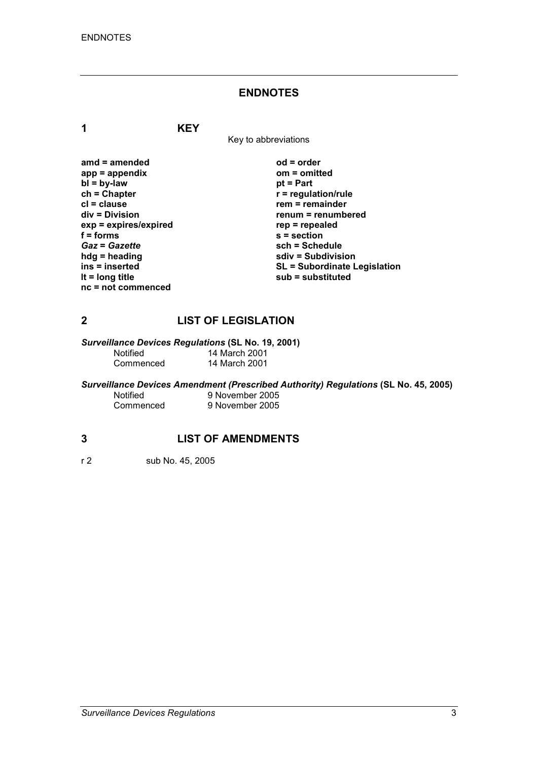# ENDNOTES

## 1 KEY

Key to abbreviations

| | |
|---|---|
| **amd = amended** | **od = order** |
| **app = appendix** | **om = omitted** |
| **bl = by-law** | **pt = Part** |
| **ch = Chapter** | **r = regulation/rule** |
| **cl = clause** | **rem = remainder** |
| **div = Division** | **renum = renumbered** |
| **exp = expires/expired** | **rep = repealed** |
| **f = forms** | **s = section** |
| ***Gaz* = *Gazette*** | **sch = Schedule** |
| **hdg = heading** | **sdiv = Subdivision** |
| **ins = inserted** | **SL = Subordinate Legislation** |
| **lt = long title** | **sub = substituted** |
| **nc = not commenced** | |

## 2 LIST OF LEGISLATION

***Surveillance Devices Regulations* (SL No. 19, 2001)**

| | |
|---|---|
| Notified | 14 March 2001 |
| Commenced | 14 March 2001 |

***Surveillance Devices Amendment (Prescribed Authority) Regulations* (SL No. 45, 2005)**

| | |
|---|---|
| Notified | 9 November 2005 |
| Commenced | 9 November 2005 |

## 3 LIST OF AMENDMENTS

r 2 sub No. 45, 2005